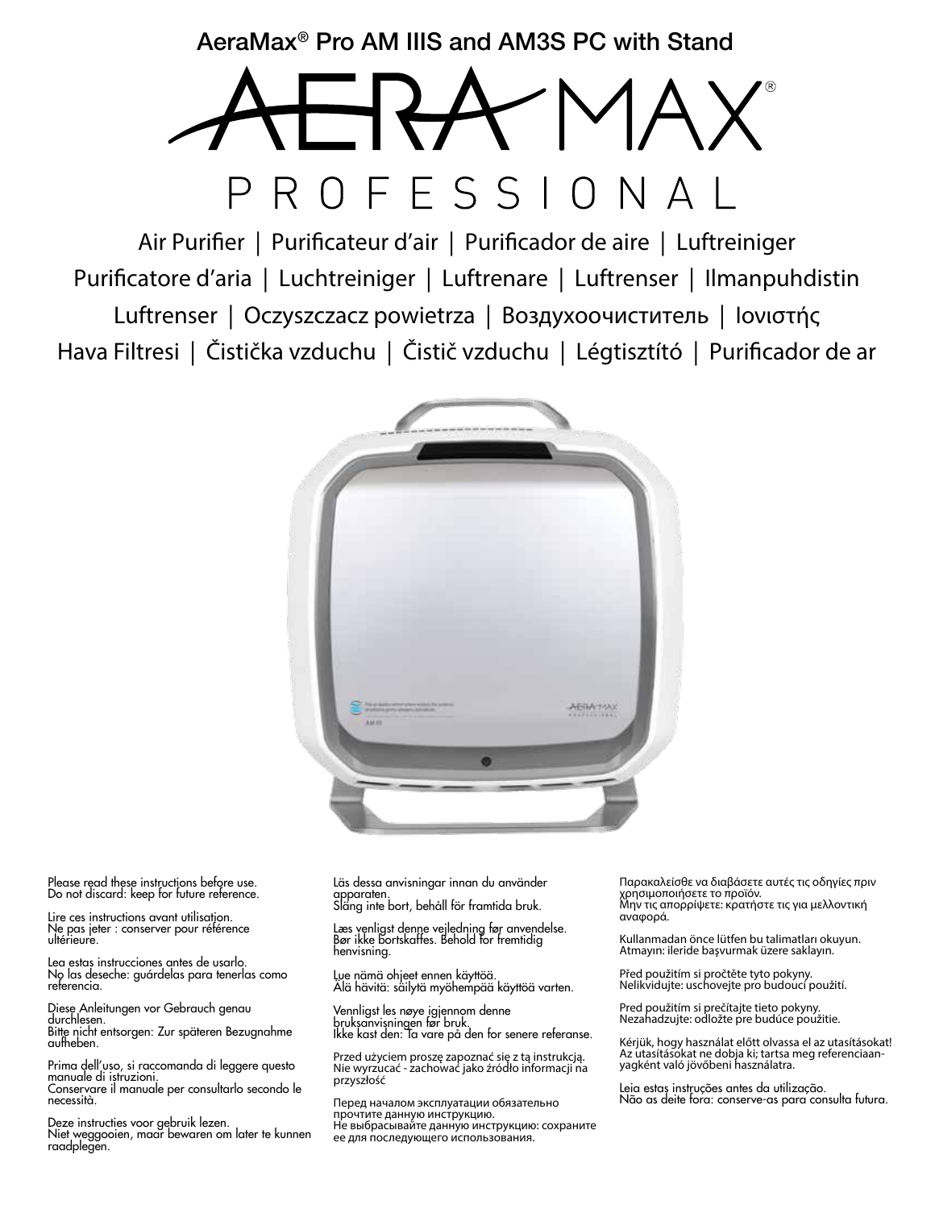AeraMax® Pro AM IIIS and AM3S PC with Stand

# AERA MAX® PROFESSIONAL

Air Purifier | Purificateur d'air | Purificador de aire | Luftreiniger
Purificatore d'aria | Luchtreiniger | Luftrenare | Luftrenser | Ilmanpuhdistin
Luftrenser | Oczyszczacz powietrza | Воздухоочиститель | Ιονιστής
Hava Filtresi | Čistička vzduchu | Čistič vzduchu | Légtisztító | Purificador de ar

Please read these instructions before use.
Do not discard: keep for future reference.

Lire ces instructions avant utilisation.
Ne pas jeter : conserver pour référence ultérieure.

Lea estas instrucciones antes de usarlo.
No las deseche: guárdelas para tenerlas como referencia.

Diese Anleitungen vor Gebrauch genau durchlesen.
Bitte nicht entsorgen: Zur späteren Bezugnahme aufheben.

Prima dell'uso, si raccomanda di leggere questo manuale di istruzioni.
Conservare il manuale per consultarlo secondo le necessità.

Deze instructies voor gebruik lezen.
Niet weggooien, maar bewaren om later te kunnen raadplegen.

Läs dessa anvisningar innan du använder apparaten.
Släng inte bort, behåll för framtida bruk.

Læs venligst denne vejledning før anvendelse.
Bør ikke bortskaffes. Behold for fremtidig henvisning.

Lue nämä ohjeet ennen käyttöä.
Älä hävitä: säilytä myöhempää käyttöä varten.

Vennligst les nøye igjennom denne bruksanvisningen før bruk.
Ikke kast den: Ta vare på den for senere referanse.

Przed użyciem proszę zapoznać się z tą instrukcją.
Nie wyrzucać - zachować jako źródło informacji na przyszłość

Перед началом эксплуатации обязательно прочтите данную инструкцию.
Не выбрасывайте данную инструкцию: сохраните ее для последующего использования.

Παρακαλείσθε να διαβάσετε αυτές τις οδηγίες πριν χρησιμοποιήσετε το προϊόν.
Μην τις απορρίψετε: κρατήστε τις για μελλοντική αναφορά.

Kullanmadan önce lütfen bu talimatları okuyun.
Atmayın: ileride başvurmak üzere saklayın.

Před použitím si pročtěte tyto pokyny.
Nelikvidujte: uschovejte pro budoucí použití.

Pred použitím si prečítajte tieto pokyny.
Nezahadzujte: odložte pre budúce použitie.

Kérjük, hogy használat előtt olvassa el az utasításokat!
Az utasításokat ne dobja ki; tartsa meg referenciaanyagként való jövőbeni használatra.

Leia estas instruções antes da utilização.
Não as deite fora: conserve-as para consulta futura.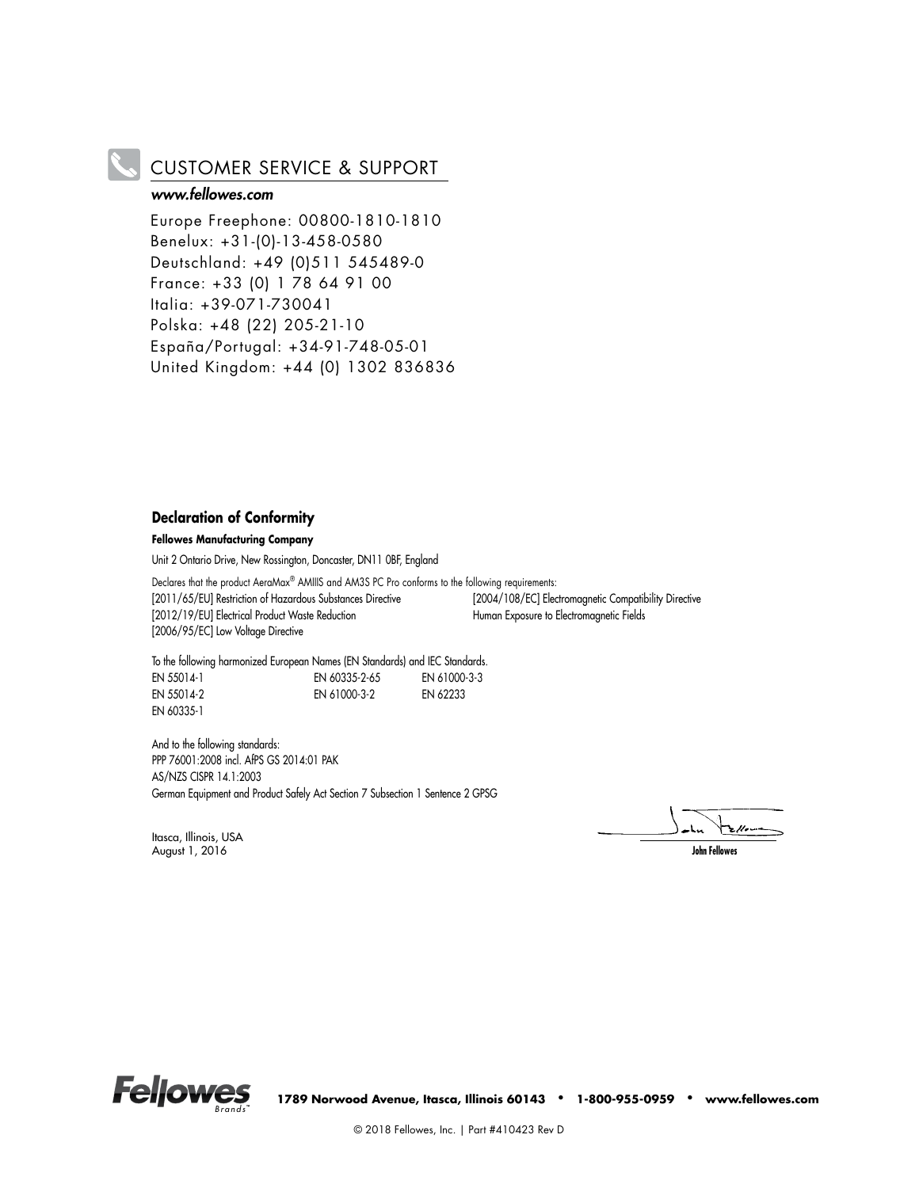## CUSTOMER SERVICE & SUPPORT

***www.fellowes.com***

Europe Freephone: 00800-1810-1810
Benelux: +31-(0)-13-458-0580
Deutschland: +49 (0)511 545489-0
France: +33 (0) 1 78 64 91 00
Italia: +39-071-730041
Polska: +48 (22) 205-21-10
España/Portugal: +34-91-748-05-01
United Kingdom: +44 (0) 1302 836836

### Declaration of Conformity

**Fellowes Manufacturing Company**

Unit 2 Ontario Drive, New Rossington, Doncaster, DN11 0BF, England

Declares that the product AeraMax® AMIIIS and AM3S PC Pro conforms to the following requirements:

[2011/65/EU] Restriction of Hazardous Substances Directive
[2012/19/EU] Electrical Product Waste Reduction
[2006/95/EC] Low Voltage Directive
[2004/108/EC] Electromagnetic Compatibility Directive
Human Exposure to Electromagnetic Fields

To the following harmonized European Names (EN Standards) and IEC Standards.

| | | |
|---|---|---|
| EN 55014-1 | EN 60335-2-65 | EN 61000-3-3 |
| EN 55014-2 | EN 61000-3-2 | EN 62233 |
| EN 60335-1 | | |

And to the following standards:
PPP 76001:2008 incl. AfPS GS 2014:01 PAK
AS/NZS CISPR 14.1:2003
German Equipment and Product Safely Act Section 7 Subsection 1 Sentence 2 GPSG

Itasca, Illinois, USA
August 1, 2016

**John Fellowes**

**1789 Norwood Avenue, Itasca, Illinois 60143 • 1-800-955-0959 • www.fellowes.com**

© 2018 Fellowes, Inc. | Part #410423 Rev D